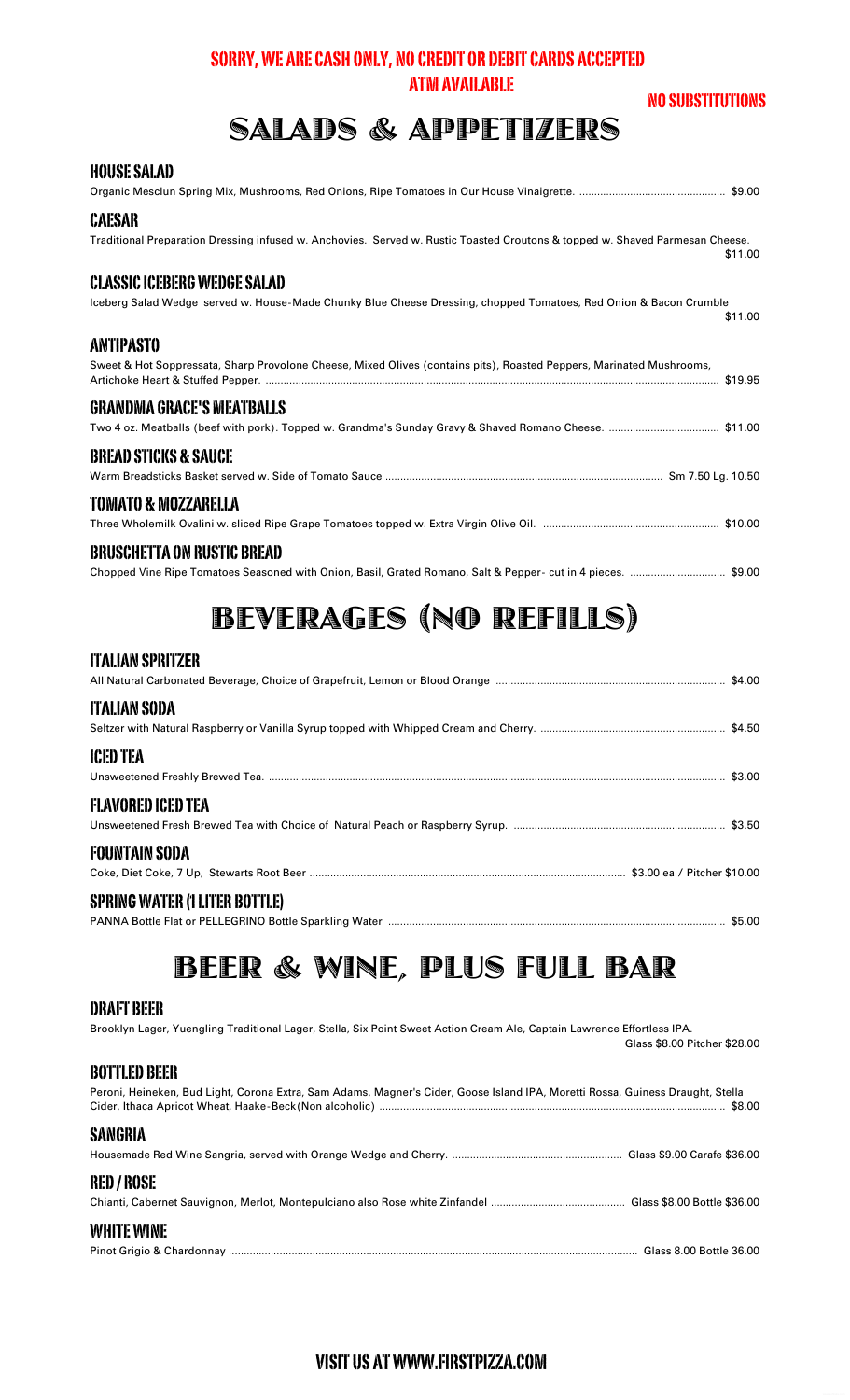**SORRY, WE ARE CASH ONLY, NO CREDIT OR DEBIT CARDS ACCEPTED**
**ATM AVAILABLE**

**NO SUBSTITUTIONS**

# SALADS & APPETIZERS

### HOUSE SALAD
Organic Mesclun Spring Mix, Mushrooms, Red Onions, Ripe Tomatoes in Our House Vinaigrette. ..... $9.00

### CAESAR
Traditional Preparation Dressing infused w. Anchovies. Served w. Rustic Toasted Croutons & topped w. Shaved Parmesan Cheese. $11.00

### CLASSIC ICEBERG WEDGE SALAD
Iceberg Salad Wedge served w. House-Made Chunky Blue Cheese Dressing, chopped Tomatoes, Red Onion & Bacon Crumble $11.00

### ANTIPASTO
Sweet & Hot Soppressata, Sharp Provolone Cheese, Mixed Olives (contains pits), Roasted Peppers, Marinated Mushrooms, Artichoke Heart & Stuffed Pepper. ..... $19.95

### GRANDMA GRACE'S MEATBALLS
Two 4 oz. Meatballs (beef with pork). Topped w. Grandma's Sunday Gravy & Shaved Romano Cheese. ..... $11.00

### BREAD STICKS & SAUCE
Warm Breadsticks Basket served w. Side of Tomato Sauce ..... Sm 7.50 Lg. 10.50

### TOMATO & MOZZARELLA
Three Wholemilk Ovalini w. sliced Ripe Grape Tomatoes topped w. Extra Virgin Olive Oil. ..... $10.00

### BRUSCHETTA ON RUSTIC BREAD
Chopped Vine Ripe Tomatoes Seasoned with Onion, Basil, Grated Romano, Salt & Pepper- cut in 4 pieces. ..... $9.00

# BEVERAGES (NO REFILLS)

### ITALIAN SPRITZER
All Natural Carbonated Beverage, Choice of Grapefruit, Lemon or Blood Orange ..... $4.00

### ITALIAN SODA
Seltzer with Natural Raspberry or Vanilla Syrup topped with Whipped Cream and Cherry. ..... $4.50

### ICED TEA
Unsweetened Freshly Brewed Tea. ..... $3.00

### FLAVORED ICED TEA
Unsweetened Fresh Brewed Tea with Choice of Natural Peach or Raspberry Syrup. ..... $3.50

### FOUNTAIN SODA
Coke, Diet Coke, 7 Up, Stewarts Root Beer ..... $3.00 ea / Pitcher $10.00

### SPRING WATER (1 LITER BOTTLE)
PANNA Bottle Flat or PELLEGRINO Bottle Sparkling Water ..... $5.00

# BEER & WINE, PLUS FULL BAR

### DRAFT BEER
Brooklyn Lager, Yuengling Traditional Lager, Stella, Six Point Sweet Action Cream Ale, Captain Lawrence Effortless IPA.
Glass $8.00 Pitcher $28.00

### BOTTLED BEER
Peroni, Heineken, Bud Light, Corona Extra, Sam Adams, Magner's Cider, Goose Island IPA, Moretti Rossa, Guiness Draught, Stella Cider, Ithaca Apricot Wheat, Haake-Beck(Non alcoholic) ..... $8.00

### SANGRIA
Housemade Red Wine Sangria, served with Orange Wedge and Cherry. ..... Glass $9.00 Carafe $36.00

### RED / ROSE
Chianti, Cabernet Sauvignon, Merlot, Montepulciano also Rose white Zinfandel ..... Glass $8.00 Bottle $36.00

### WHITE WINE
Pinot Grigio & Chardonnay ..... Glass 8.00 Bottle 36.00

**VISIT US AT WWW.FIRSTPIZZA.COM**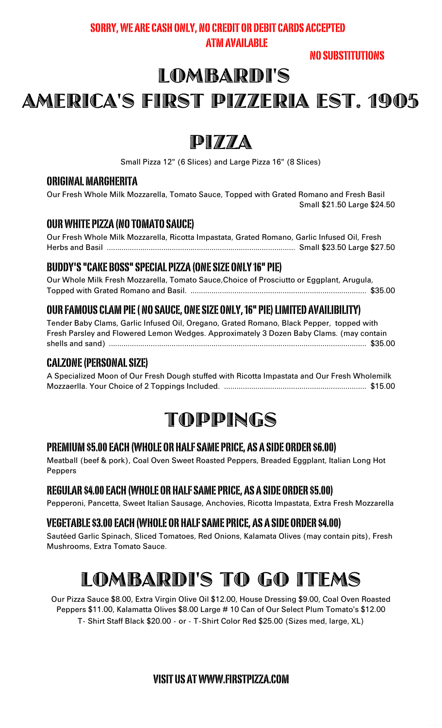SORRY, WE ARE CASH ONLY, NO CREDIT OR DEBIT CARDS ACCEPTED
ATM AVAILABLE

NO SUBSTITUTIONS

# LOMBARDI'S
# AMERICA'S FIRST PIZZERIA EST. 1905

## PIZZA

Small Pizza 12" (6 Slices) and Large Pizza 16" (8 Slices)

### ORIGINAL MARGHERITA

Our Fresh Whole Milk Mozzarella, Tomato Sauce, Topped with Grated Romano and Fresh Basil
Small $21.50 Large $24.50

### OUR WHITE PIZZA (NO TOMATO SAUCE)

Our Fresh Whole Milk Mozzarella, Ricotta Impastata, Grated Romano, Garlic Infused Oil, Fresh Herbs and Basil ........ Small $23.50 Large $27.50

### BUDDY'S "CAKE BOSS" SPECIAL PIZZA (ONE SIZE ONLY 16" PIE)

Our Whole Milk Fresh Mozzarella, Tomato Sauce,Choice of Prosciutto or Eggplant, Arugula, Topped with Grated Romano and Basil. ........ $35.00

### OUR FAMOUS CLAM PIE ( NO SAUCE, ONE SIZE ONLY, 16" PIE) LIMITED AVAILIBILITY)

Tender Baby Clams, Garlic Infused Oil, Oregano, Grated Romano, Black Pepper, topped with Fresh Parsley and Flowered Lemon Wedges. Approximately 3 Dozen Baby Clams. (may contain shells and sand) ........ $35.00

### CALZONE (PERSONAL SIZE)

A Specialized Moon of Our Fresh Dough stuffed with Ricotta Impastata and Our Fresh Wholemilk Mozzaerlla. Your Choice of 2 Toppings Included. ........ $15.00

## TOPPINGS

### PREMIUM $5.00 EACH (WHOLE OR HALF SAME PRICE, AS A SIDE ORDER $6.00)

Meatball (beef & pork), Coal Oven Sweet Roasted Peppers, Breaded Eggplant, Italian Long Hot Peppers

### REGULAR $4.00 EACH (WHOLE OR HALF SAME PRICE, AS A SIDE ORDER $5.00)

Pepperoni, Pancetta, Sweet Italian Sausage, Anchovies, Ricotta Impastata, Extra Fresh Mozzarella

### VEGETABLE $3.00 EACH (WHOLE OR HALF SAME PRICE, AS A SIDE ORDER $4.00)

Sautéed Garlic Spinach, Sliced Tomatoes, Red Onions, Kalamata Olives (may contain pits), Fresh Mushrooms, Extra Tomato Sauce.

## LOMBARDI'S TO GO ITEMS

Our Pizza Sauce $8.00, Extra Virgin Olive Oil $12.00, House Dressing $9.00, Coal Oven Roasted Peppers $11.00, Kalamatta Olives $8.00 Large # 10 Can of Our Select Plum Tomato's $12.00
T- Shirt Staff Black $20.00 - or - T-Shirt Color Red $25.00 (Sizes med, large, XL)

VISIT US AT WWW.FIRSTPIZZA.COM